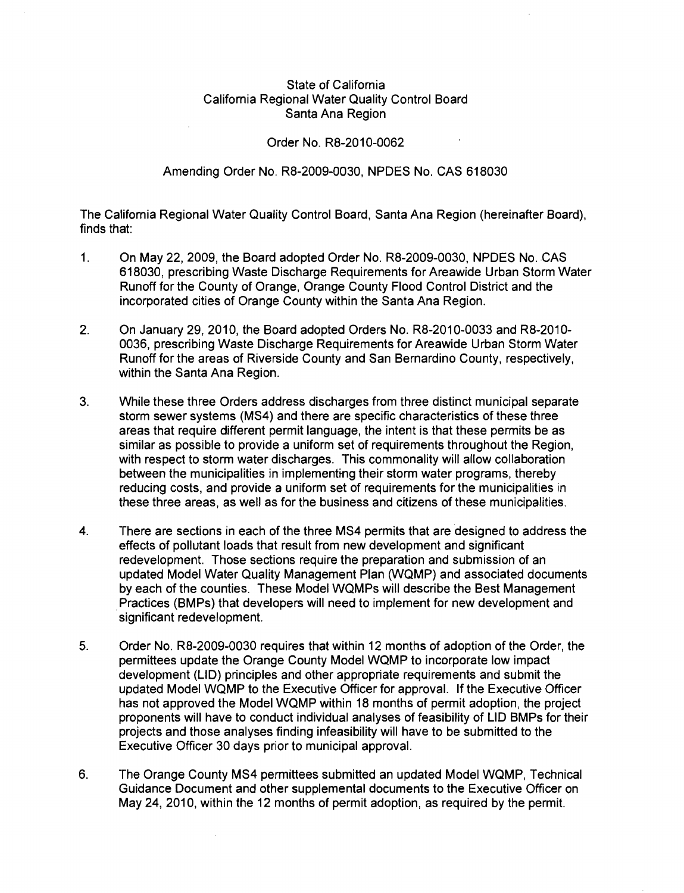State of California
California Regional Water Quality Control Board
Santa Ana Region

Order No. R8-2010-0062

Amending Order No. R8-2009-0030, NPDES No. CAS 618030

The California Regional Water Quality Control Board, Santa Ana Region (hereinafter Board), finds that:

1. On May 22, 2009, the Board adopted Order No. R8-2009-0030, NPDES No. CAS 618030, prescribing Waste Discharge Requirements for Areawide Urban Storm Water Runoff for the County of Orange, Orange County Flood Control District and the incorporated cities of Orange County within the Santa Ana Region.

2. On January 29, 2010, the Board adopted Orders No. R8-2010-0033 and R8-2010-0036, prescribing Waste Discharge Requirements for Areawide Urban Storm Water Runoff for the areas of Riverside County and San Bernardino County, respectively, within the Santa Ana Region.

3. While these three Orders address discharges from three distinct municipal separate storm sewer systems (MS4) and there are specific characteristics of these three areas that require different permit language, the intent is that these permits be as similar as possible to provide a uniform set of requirements throughout the Region, with respect to storm water discharges. This commonality will allow collaboration between the municipalities in implementing their storm water programs, thereby reducing costs, and provide a uniform set of requirements for the municipalities in these three areas, as well as for the business and citizens of these municipalities.

4. There are sections in each of the three MS4 permits that are designed to address the effects of pollutant loads that result from new development and significant redevelopment. Those sections require the preparation and submission of an updated Model Water Quality Management Plan (WQMP) and associated documents by each of the counties. These Model WQMPs will describe the Best Management Practices (BMPs) that developers will need to implement for new development and significant redevelopment.

5. Order No. R8-2009-0030 requires that within 12 months of adoption of the Order, the permittees update the Orange County Model WQMP to incorporate low impact development (LID) principles and other appropriate requirements and submit the updated Model WQMP to the Executive Officer for approval. If the Executive Officer has not approved the Model WQMP within 18 months of permit adoption, the project proponents will have to conduct individual analyses of feasibility of LID BMPs for their projects and those analyses finding infeasibility will have to be submitted to the Executive Officer 30 days prior to municipal approval.

6. The Orange County MS4 permittees submitted an updated Model WQMP, Technical Guidance Document and other supplemental documents to the Executive Officer on May 24, 2010, within the 12 months of permit adoption, as required by the permit.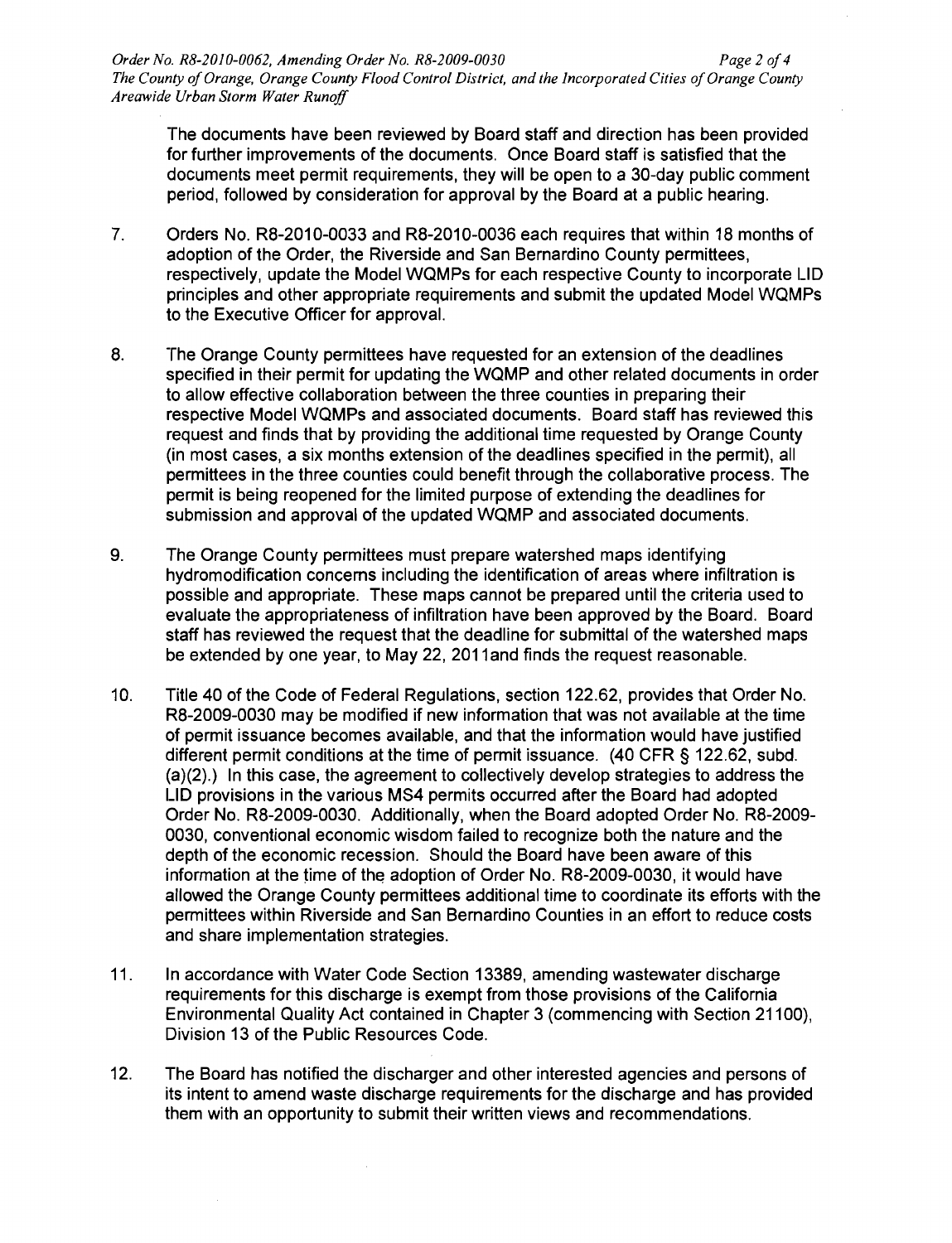The documents have been reviewed by Board staff and direction has been provided for further improvements of the documents. Once Board staff is satisfied that the documents meet permit requirements, they will be open to a 30-day public comment period, followed by consideration for approval by the Board at a public hearing.

7. Orders No. R8-2010-0033 and R8-2010-0036 each requires that within 18 months of adoption of the Order, the Riverside and San Bernardino County permittees, respectively, update the Model WQMPs for each respective County to incorporate LID principles and other appropriate requirements and submit the updated Model WQMPs to the Executive Officer for approval.

8. The Orange County permittees have requested for an extension of the deadlines specified in their permit for updating the WQMP and other related documents in order to allow effective collaboration between the three counties in preparing their respective Model WQMPs and associated documents. Board staff has reviewed this request and finds that by providing the additional time requested by Orange County (in most cases, a six months extension of the deadlines specified in the permit), all permittees in the three counties could benefit through the collaborative process. The permit is being reopened for the limited purpose of extending the deadlines for submission and approval of the updated WQMP and associated documents.

9. The Orange County permittees must prepare watershed maps identifying hydromodification concerns including the identification of areas where infiltration is possible and appropriate. These maps cannot be prepared until the criteria used to evaluate the appropriateness of infiltration have been approved by the Board. Board staff has reviewed the request that the deadline for submittal of the watershed maps be extended by one year, to May 22, 2011and finds the request reasonable.

10. Title 40 of the Code of Federal Regulations, section 122.62, provides that Order No. R8-2009-0030 may be modified if new information that was not available at the time of permit issuance becomes available, and that the information would have justified different permit conditions at the time of permit issuance. (40 CFR § 122.62, subd. (a)(2).) In this case, the agreement to collectively develop strategies to address the LID provisions in the various MS4 permits occurred after the Board had adopted Order No. R8-2009-0030. Additionally, when the Board adopted Order No. R8-2009-0030, conventional economic wisdom failed to recognize both the nature and the depth of the economic recession. Should the Board have been aware of this information at the time of the adoption of Order No. R8-2009-0030, it would have allowed the Orange County permittees additional time to coordinate its efforts with the permittees within Riverside and San Bernardino Counties in an effort to reduce costs and share implementation strategies.

11. In accordance with Water Code Section 13389, amending wastewater discharge requirements for this discharge is exempt from those provisions of the California Environmental Quality Act contained in Chapter 3 (commencing with Section 21100), Division 13 of the Public Resources Code.

12. The Board has notified the discharger and other interested agencies and persons of its intent to amend waste discharge requirements for the discharge and has provided them with an opportunity to submit their written views and recommendations.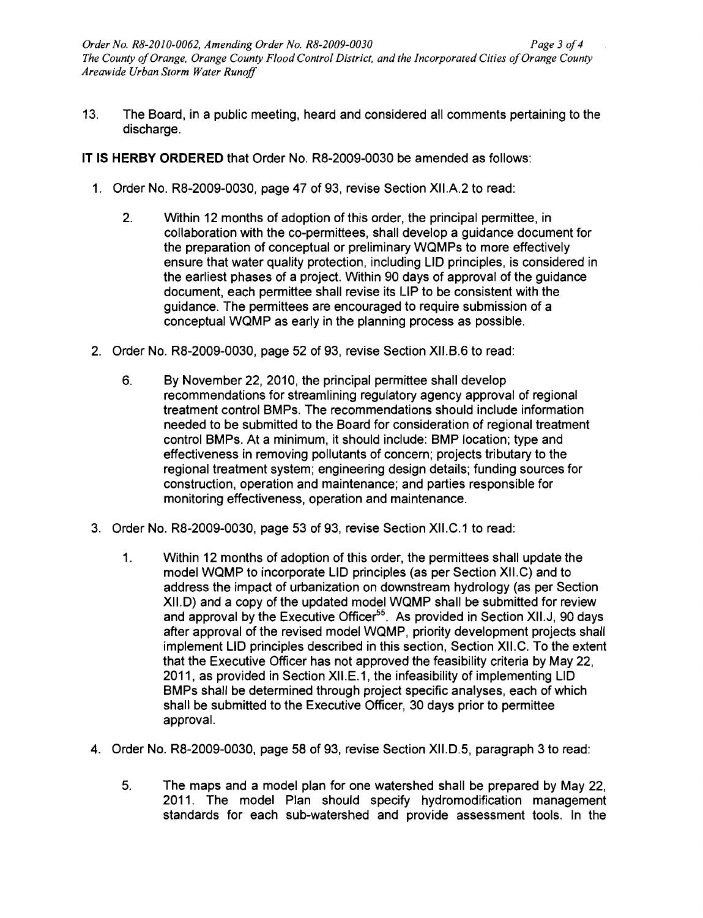13. The Board, in a public meeting, heard and considered all comments pertaining to the discharge.

**IT IS HERBY ORDERED** that Order No. R8-2009-0030 be amended as follows:

1. Order No. R8-2009-0030, page 47 of 93, revise Section XII.A.2 to read:

   2. Within 12 months of adoption of this order, the principal permittee, in collaboration with the co-permittees, shall develop a guidance document for the preparation of conceptual or preliminary WQMPs to more effectively ensure that water quality protection, including LID principles, is considered in the earliest phases of a project. Within 90 days of approval of the guidance document, each permittee shall revise its LIP to be consistent with the guidance. The permittees are encouraged to require submission of a conceptual WQMP as early in the planning process as possible.

2. Order No. R8-2009-0030, page 52 of 93, revise Section XII.B.6 to read:

   6. By November 22, 2010, the principal permittee shall develop recommendations for streamlining regulatory agency approval of regional treatment control BMPs. The recommendations should include information needed to be submitted to the Board for consideration of regional treatment control BMPs. At a minimum, it should include: BMP location; type and effectiveness in removing pollutants of concern; projects tributary to the regional treatment system; engineering design details; funding sources for construction, operation and maintenance; and parties responsible for monitoring effectiveness, operation and maintenance.

3. Order No. R8-2009-0030, page 53 of 93, revise Section XII.C.1 to read:

   1. Within 12 months of adoption of this order, the permittees shall update the model WQMP to incorporate LID principles (as per Section XII.C) and to address the impact of urbanization on downstream hydrology (as per Section XII.D) and a copy of the updated model WQMP shall be submitted for review and approval by the Executive Officer[55]. As provided in Section XII.J, 90 days after approval of the revised model WQMP, priority development projects shall implement LID principles described in this section, Section XII.C. To the extent that the Executive Officer has not approved the feasibility criteria by May 22, 2011, as provided in Section XII.E.1, the infeasibility of implementing LID BMPs shall be determined through project specific analyses, each of which shall be submitted to the Executive Officer, 30 days prior to permittee approval.

4. Order No. R8-2009-0030, page 58 of 93, revise Section XII.D.5, paragraph 3 to read:

   5. The maps and a model plan for one watershed shall be prepared by May 22, 2011. The model Plan should specify hydromodification management standards for each sub-watershed and provide assessment tools. In the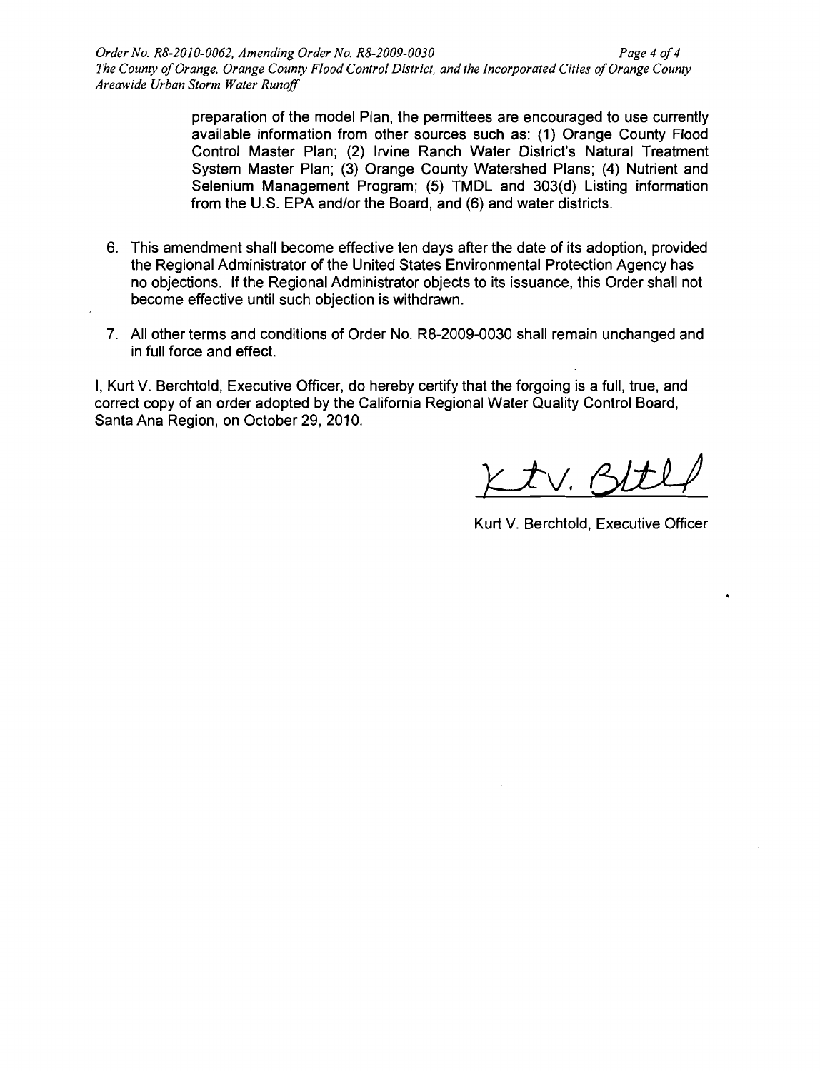preparation of the model Plan, the permittees are encouraged to use currently available information from other sources such as: (1) Orange County Flood Control Master Plan; (2) Irvine Ranch Water District's Natural Treatment System Master Plan; (3) Orange County Watershed Plans; (4) Nutrient and Selenium Management Program; (5) TMDL and 303(d) Listing information from the U.S. EPA and/or the Board, and (6) and water districts.

6. This amendment shall become effective ten days after the date of its adoption, provided the Regional Administrator of the United States Environmental Protection Agency has no objections. If the Regional Administrator objects to its issuance, this Order shall not become effective until such objection is withdrawn.

7. All other terms and conditions of Order No. R8-2009-0030 shall remain unchanged and in full force and effect.

I, Kurt V. Berchtold, Executive Officer, do hereby certify that the forgoing is a full, true, and correct copy of an order adopted by the California Regional Water Quality Control Board, Santa Ana Region, on October 29, 2010.

Kurt V. Berchtold, Executive Officer